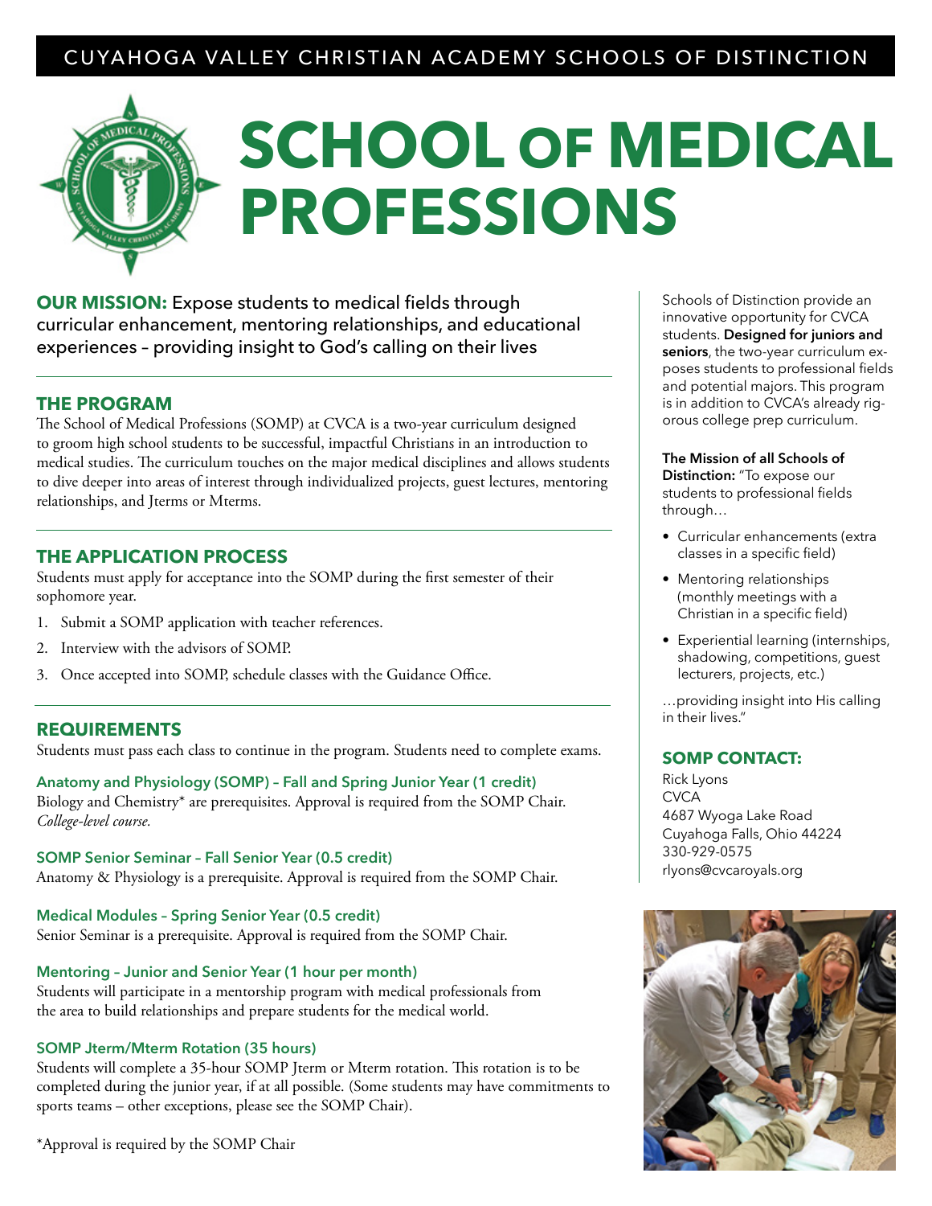CUYAHOGA VALLEY CHRISTIAN ACADEMY SCHOOLS OF DISTINCTION

# SCHOOL OF MEDICAL PROFESSIONS

**OUR MISSION:** Expose students to medical fields through curricular enhancement, mentoring relationships, and educational experiences – providing insight to God's calling on their lives

## THE PROGRAM

The School of Medical Professions (SOMP) at CVCA is a two-year curriculum designed to groom high school students to be successful, impactful Christians in an introduction to medical studies. The curriculum touches on the major medical disciplines and allows students to dive deeper into areas of interest through individualized projects, guest lectures, mentoring relationships, and Jterms or Mterms.

## THE APPLICATION PROCESS

Students must apply for acceptance into the SOMP during the first semester of their sophomore year.

1. Submit a SOMP application with teacher references.
2. Interview with the advisors of SOMP.
3. Once accepted into SOMP, schedule classes with the Guidance Office.

## REQUIREMENTS

Students must pass each class to continue in the program. Students need to complete exams.

**Anatomy and Physiology (SOMP) – Fall and Spring Junior Year (1 credit)**
Biology and Chemistry* are prerequisites. Approval is required from the SOMP Chair. *College-level course.*

**SOMP Senior Seminar – Fall Senior Year (0.5 credit)**
Anatomy & Physiology is a prerequisite. Approval is required from the SOMP Chair.

**Medical Modules – Spring Senior Year (0.5 credit)**
Senior Seminar is a prerequisite. Approval is required from the SOMP Chair.

**Mentoring – Junior and Senior Year (1 hour per month)**
Students will participate in a mentorship program with medical professionals from the area to build relationships and prepare students for the medical world.

**SOMP Jterm/Mterm Rotation (35 hours)**
Students will complete a 35-hour SOMP Jterm or Mterm rotation. This rotation is to be completed during the junior year, if at all possible. (Some students may have commitments to sports teams – other exceptions, please see the SOMP Chair).

*Approval is required by the SOMP Chair

Schools of Distinction provide an innovative opportunity for CVCA students. **Designed for juniors and seniors**, the two-year curriculum exposes students to professional fields and potential majors. This program is in addition to CVCA's already rigorous college prep curriculum.

**The Mission of all Schools of Distinction:** "To expose our students to professional fields through…

- Curricular enhancements (extra classes in a specific field)
- Mentoring relationships (monthly meetings with a Christian in a specific field)
- Experiential learning (internships, shadowing, competitions, guest lecturers, projects, etc.)

…providing insight into His calling in their lives."

## SOMP CONTACT:

Rick Lyons
CVCA
4687 Wyoga Lake Road
Cuyahoga Falls, Ohio 44224
330-929-0575
rlyons@cvcaroyals.org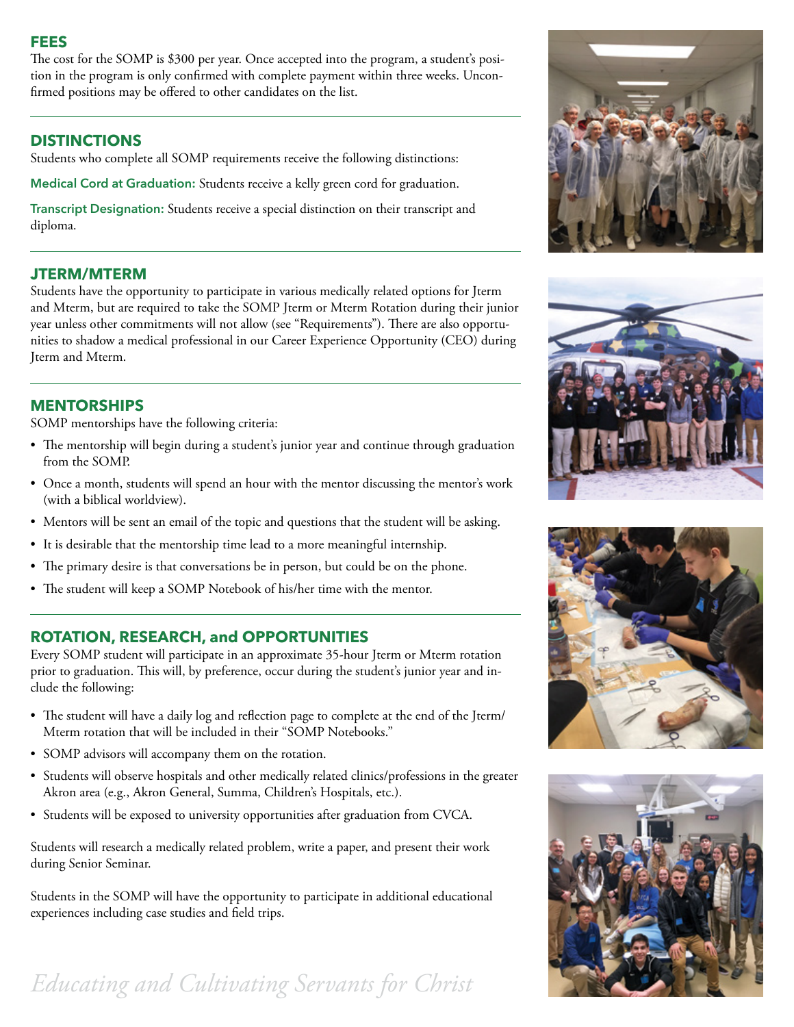## FEES

The cost for the SOMP is $300 per year. Once accepted into the program, a student's position in the program is only confirmed with complete payment within three weeks. Unconfirmed positions may be offered to other candidates on the list.

## DISTINCTIONS

Students who complete all SOMP requirements receive the following distinctions:

**Medical Cord at Graduation:** Students receive a kelly green cord for graduation.

**Transcript Designation:** Students receive a special distinction on their transcript and diploma.

## JTERM/MTERM

Students have the opportunity to participate in various medically related options for Jterm and Mterm, but are required to take the SOMP Jterm or Mterm Rotation during their junior year unless other commitments will not allow (see "Requirements"). There are also opportunities to shadow a medical professional in our Career Experience Opportunity (CEO) during Jterm and Mterm.

## MENTORSHIPS

SOMP mentorships have the following criteria:

- The mentorship will begin during a student's junior year and continue through graduation from the SOMP.
- Once a month, students will spend an hour with the mentor discussing the mentor's work (with a biblical worldview).
- Mentors will be sent an email of the topic and questions that the student will be asking.
- It is desirable that the mentorship time lead to a more meaningful internship.
- The primary desire is that conversations be in person, but could be on the phone.
- The student will keep a SOMP Notebook of his/her time with the mentor.

## ROTATION, RESEARCH, and OPPORTUNITIES

Every SOMP student will participate in an approximate 35-hour Jterm or Mterm rotation prior to graduation. This will, by preference, occur during the student's junior year and include the following:

- The student will have a daily log and reflection page to complete at the end of the Jterm/Mterm rotation that will be included in their "SOMP Notebooks."
- SOMP advisors will accompany them on the rotation.
- Students will observe hospitals and other medically related clinics/professions in the greater Akron area (e.g., Akron General, Summa, Children's Hospitals, etc.).
- Students will be exposed to university opportunities after graduation from CVCA.

Students will research a medically related problem, write a paper, and present their work during Senior Seminar.

Students in the SOMP will have the opportunity to participate in additional educational experiences including case studies and field trips.

*Educating and Cultivating Servants for Christ*